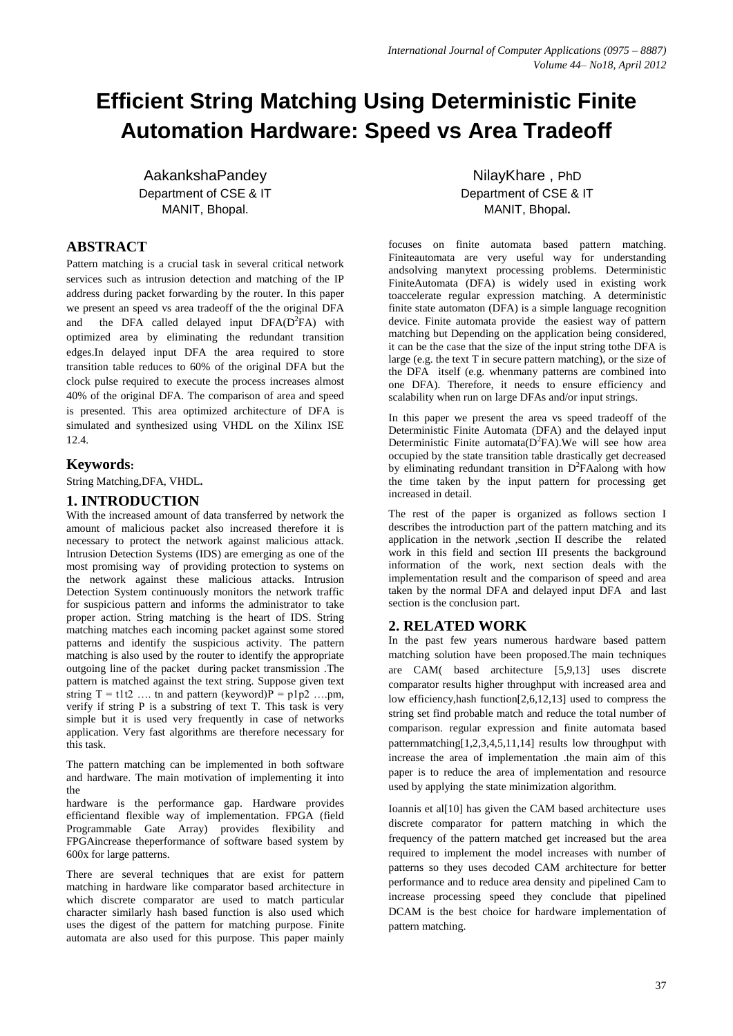# Efficient String Matching Using Deterministic Finite Automation Hardware: Speed vs Area Tradeoff

AakankshaPandey
Department of CSE & IT
MANIT, Bhopal.

NilayKhare , PhD
Department of CSE & IT
MANIT, Bhopal.

## ABSTRACT

Pattern matching is a crucial task in several critical network services such as intrusion detection and matching of the IP address during packet forwarding by the router. In this paper we present an speed vs area tradeoff of the the original DFA and the DFA called delayed input DFA($D^2$FA) with optimized area by eliminating the redundant transition edges.In delayed input DFA the area required to store transition table reduces to 60% of the original DFA but the clock pulse required to execute the process increases almost 40% of the original DFA. The comparison of area and speed is presented. This area optimized architecture of DFA is simulated and synthesized using VHDL on the Xilinx ISE 12.4.

## Keywords:

String Matching,DFA, VHDL.

## 1. INTRODUCTION

With the increased amount of data transferred by network the amount of malicious packet also increased therefore it is necessary to protect the network against malicious attack. Intrusion Detection Systems (IDS) are emerging as one of the most promising way of providing protection to systems on the network against these malicious attacks. Intrusion Detection System continuously monitors the network traffic for suspicious pattern and informs the administrator to take proper action. String matching is the heart of IDS. String matching matches each incoming packet against some stored patterns and identify the suspicious activity. The pattern matching is also used by the router to identify the appropriate outgoing line of the packet during packet transmission .The pattern is matched against the text string. Suppose given text string T = t1t2 …. tn and pattern (keyword)P = p1p2 ….pm, verify if string P is a substring of text T. This task is very simple but it is used very frequently in case of networks application. Very fast algorithms are therefore necessary for this task.

The pattern matching can be implemented in both software and hardware. The main motivation of implementing it into the hardware is the performance gap. Hardware provides efficientand flexible way of implementation. FPGA (field Programmable Gate Array) provides flexibility and FPGAincrease theperformance of software based system by 600x for large patterns.

There are several techniques that are exist for pattern matching in hardware like comparator based architecture in which discrete comparator are used to match particular character similarly hash based function is also used which uses the digest of the pattern for matching purpose. Finite automata are also used for this purpose. This paper mainly focuses on finite automata based pattern matching. Finiteautomata are very useful way for understanding andsolving manytext processing problems. Deterministic FiniteAutomata (DFA) is widely used in existing work toaccelerate regular expression matching. A deterministic finite state automaton (DFA) is a simple language recognition device. Finite automata provide the easiest way of pattern matching but Depending on the application being considered, it can be the case that the size of the input string tothe DFA is large (e.g. the text T in secure pattern matching), or the size of the DFA itself (e.g. whenmany patterns are combined into one DFA). Therefore, it needs to ensure efficiency and scalability when run on large DFAs and/or input strings.

In this paper we present the area vs speed tradeoff of the Deterministic Finite Automata (DFA) and the delayed input Deterministic Finite automata($D^2$FA).We will see how area occupied by the state transition table drastically get decreased by eliminating redundant transition in $D^2$FAalong with how the time taken by the input pattern for processing get increased in detail.

The rest of the paper is organized as follows section I describes the introduction part of the pattern matching and its application in the network ,section II describe the related work in this field and section III presents the background information of the work, next section deals with the implementation result and the comparison of speed and area taken by the normal DFA and delayed input DFA and last section is the conclusion part.

## 2. RELATED WORK

In the past few years numerous hardware based pattern matching solution have been proposed.The main techniques are CAM( based architecture [5,9,13] uses discrete comparator results higher throughput with increased area and low efficiency,hash function[2,6,12,13] used to compress the string set find probable match and reduce the total number of comparison. regular expression and finite automata based patternmatching[1,2,3,4,5,11,14] results low throughput with increase the area of implementation .the main aim of this paper is to reduce the area of implementation and resource used by applying the state minimization algorithm.

Ioannis et al[10] has given the CAM based architecture uses discrete comparator for pattern matching in which the frequency of the pattern matched get increased but the area required to implement the model increases with number of patterns so they uses decoded CAM architecture for better performance and to reduce area density and pipelined Cam to increase processing speed they conclude that pipelined DCAM is the best choice for hardware implementation of pattern matching.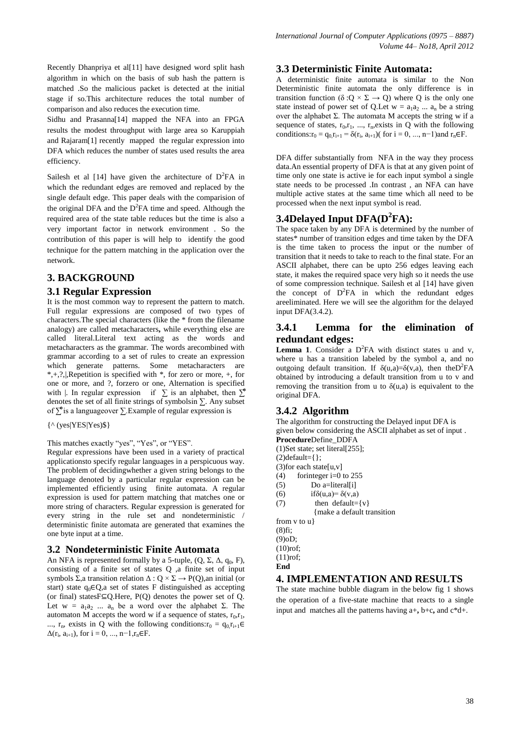Recently Dhanpriya et al[11] have designed word split hash algorithm in which on the basis of sub hash the pattern is matched .So the malicious packet is detected at the initial stage if so.This architecture reduces the total number of comparison and also reduces the execution time.

Sidhu and Prasanna[14] mapped the NFA into an FPGA results the modest throughput with large area so Karuppiah and Rajaram[1] recently mapped the regular expression into DFA which reduces the number of states used results the area efficiency.

Sailesh et al [14] have given the architecture of $D^2FA$ in which the redundant edges are removed and replaced by the single default edge. This paper deals with the comparision of the original DFA and the $D^2FA$ time and speed. Although the required area of the state table reduces but the time is also a very important factor in network environment . So the contribution of this paper is will help to identify the good technique for the pattern matching in the application over the network.

## 3. BACKGROUND

### 3.1 Regular Expression

It is the most common way to represent the pattern to match. Full regular expressions are composed of two types of characters.The special characters (like the * from the filename analogy) are called metacharacters**,** while everything else are called literal.Literal text acting as the words and metacharacters as the grammar. The words arecombined with grammar according to a set of rules to create an expression which generate patterns. Some metacharacters are *,+,?,|,Repetition is specified with *, for zero or more, +, for one or more, and ?, forzero or one, Alternation is specified with |. In regular expression if $\sum$ is an alphabet, then $\sum^*$ denotes the set of all finite strings of symbolsin $\sum$. Any subset of $\sum^*$is a languageover $\sum$.Example of regular expression is

{^ (yes|YES|Yes)$}

This matches exactly "yes", "Yes", or "YES".

Regular expressions have been used in a variety of practical applicationsto specify regular languages in a perspicuous way. The problem of decidingwhether a given string belongs to the language denoted by a particular regular expression can be implemented efficiently using finite automata. A regular expression is used for pattern matching that matches one or more string of characters. Regular expression is generated for every string in the rule set and nondeterministic / deterministic finite automata are generated that examines the one byte input at a time.

### 3.2 Nondeterministic Finite Automata

An NFA is represented formally by a 5-tuple, $(Q, \Sigma, \Delta, q_0, F)$, consisting of a finite set of states Q ,a finite set of input symbols $\Sigma$,a transition relation $\Delta : Q \times \Sigma \rightarrow P(Q)$,an initial (or start) state $q_0 \in Q$,a set of states F distinguished as accepting (or final) states$F \subseteq Q$.Here, P(Q) denotes the power set of Q. Let $w = a_1a_2 \ldots a_n$ be a word over the alphabet $\Sigma$. The automaton M accepts the word w if a sequence of states, $r_0,r_1, \ldots, r_n$, exists in Q with the following conditions:$r_0 = q_0, r_{i+1} \in \Delta(r_i, a_{i+1})$, for $i = 0, \ldots, n-1, r_n \in F$.

### 3.3 Deterministic Finite Automata:

A deterministic finite automata is similar to the Non Deterministic finite automata the only difference is in transition function ($\delta : Q \times \Sigma \rightarrow Q$) where Q is the only one state instead of power set of Q.Let $w = a_1a_2 \ldots a_n$ be a string over the alphabet $\Sigma$. The automata M accepts the string w if a sequence of states, $r_0,r_1, \ldots, r_n$,exists in Q with the following conditions:$r_0 = q_0, r_{i+1} = \delta(r_i, a_{i+1})$( for $i = 0, \ldots, n-1$)and $r_n \in F$.

DFA differ substantially from NFA in the way they process data.An essential property of DFA is that at any given point of time only one state is active ie for each input symbol a single state needs to be processed .In contrast , an NFA can have multiple active states at the same time which all need to be processed when the next input symbol is read.

### 3.4Delayed Input DFA($D^2FA$):

The space taken by any DFA is determined by the number of states* number of transition edges and time taken by the DFA is the time taken to process the input or the number of transition that it needs to take to reach to the final state. For an ASCII alphabet, there can be upto 256 edges leaving each state, it makes the required space very high so it needs the use of some compression technique. Sailesh et al [14] have given the concept of $D^2FA$ in which the redundant edges areeliminated. Here we will see the algorithm for the delayed input DFA(3.4.2).

#### 3.4.1 Lemma for the elimination of redundant edges:

**Lemma 1**. Consider a $D^2FA$ with distinct states u and v, where u has a transition labeled by the symbol a, and no outgoing default transition. If $\delta(u,a)=\delta(v,a)$, then the$D^2FA$ obtained by introducing a default transition from u to v and removing the transition from u to $\delta(u,a)$ is equivalent to the original DFA.

#### 3.4.2 Algorithm

The algorithm for constructing the Delayed input DFA is given below considering the ASCII alphabet as set of input .

```
ProcedureDefine_DDFA
(1)Set state; set literal[255];
(2)default={};
(3)for each state[u,v]
(4)     forinteger i=0 to 255
(5)          Do a=literal[i]
(6)          ifδ(u,a)= δ(v,a)
(7)            then  default={v}
               {make a default transition
from v to u}
(8)fi;
(9)oD;
(10)rof;
(11)rof;
End
```

## 4. IMPLEMENTATION AND RESULTS

The state machine bubble diagram in the below fig 1 shows the operation of a five-state machine that reacts to a single input and matches all the patterns having a+**,** b+c**,** and c*d+.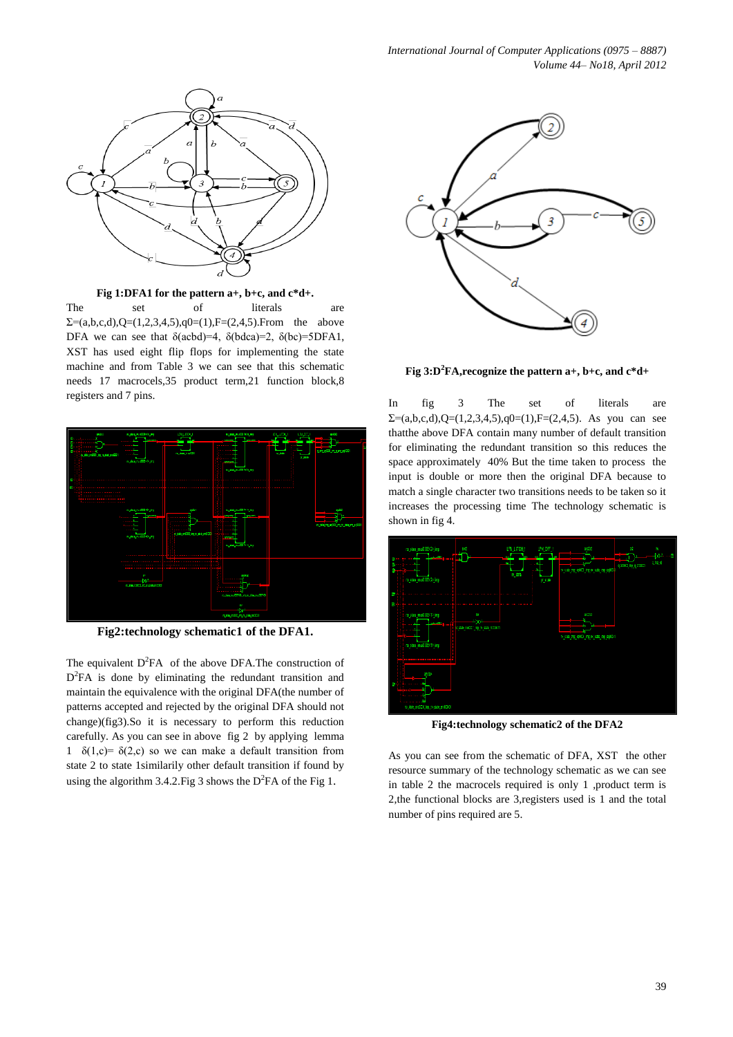Fig 1:DFA1 for the pattern a+, b+c, and c*d+.

The set of literals are $\Sigma$=(a,b,c,d),Q=(1,2,3,4,5),q0=(1),F=(2,4,5).From the above DFA we can see that $\delta$(acbd)=4, $\delta$(bdca)=2, $\delta$(bc)=5DFA1, XST has used eight flip flops for implementing the state machine and from Table 3 we can see that this schematic needs 17 macrocels,35 product term,21 function block,8 registers and 7 pins.

Fig2:technology schematic1 of the DFA1.

The equivalent D[2]FA of the above DFA.The construction of D[2]FA is done by eliminating the redundant transition and maintain the equivalence with the original DFA(the number of patterns accepted and rejected by the original DFA should not change)(fig3).So it is necessary to perform this reduction carefully. As you can see in above fig 2 by applying lemma 1 $\delta$(1,c)= $\delta$(2,c) so we can make a default transition from state 2 to state 1similarily other default transition if found by using the algorithm 3.4.2.Fig 3 shows the D[2]FA of the Fig 1.

Fig 3:D[2]FA,recognize the pattern a+, b+c, and c*d+

In fig 3 The set of literals are $\Sigma$=(a,b,c,d),Q=(1,2,3,4,5),q0=(1),F=(2,4,5). As you can see thatthe above DFA contain many number of default transition for eliminating the redundant transition so this reduces the space approximately 40% But the time taken to process the input is double or more then the original DFA because to match a single character two transitions needs to be taken so it increases the processing time The technology schematic is shown in fig 4.

Fig4:technology schematic2 of the DFA2

As you can see from the schematic of DFA, XST the other resource summary of the technology schematic as we can see in table 2 the macrocels required is only 1 ,product term is 2,the functional blocks are 3,registers used is 1 and the total number of pins required are 5.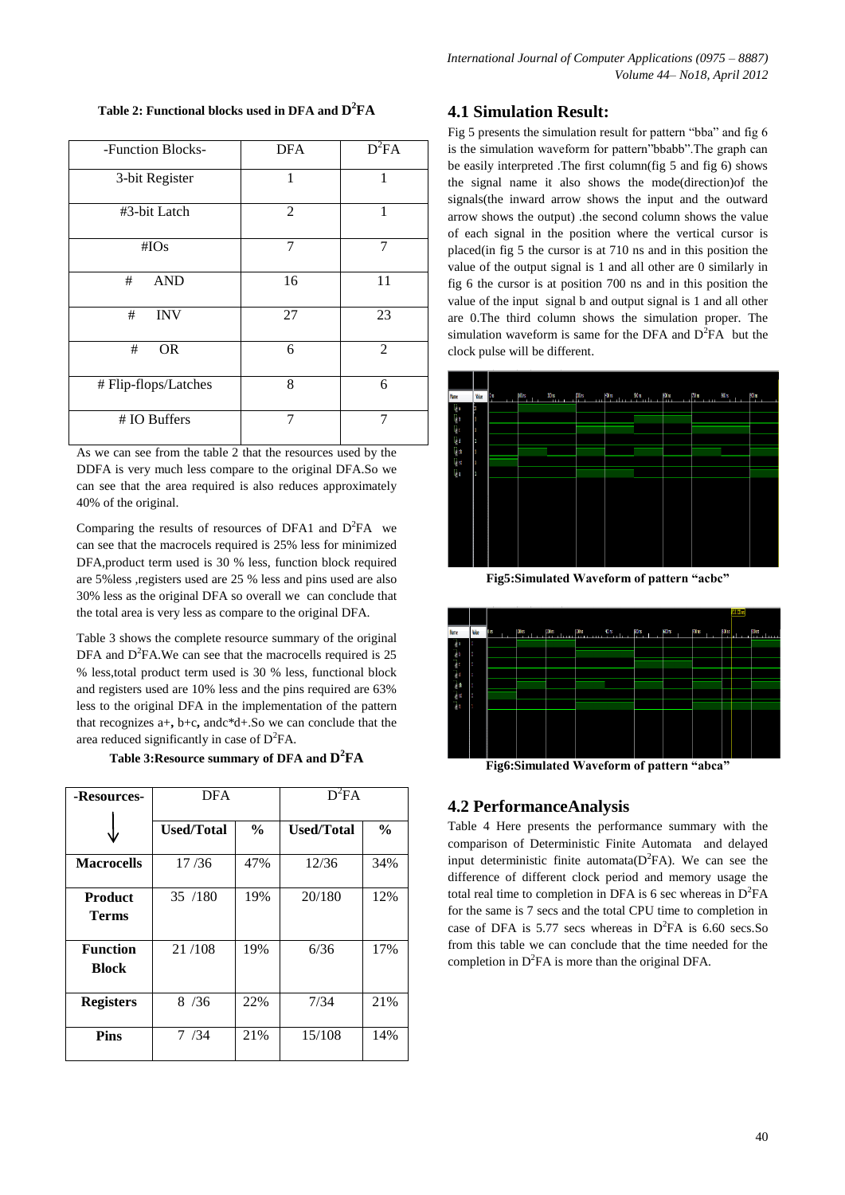**Table 2: Functional blocks used in DFA and $D^2FA$**

| -Function Blocks- | DFA | $D^2FA$ |
|---|---|---|
| 3-bit Register | 1 | 1 |
| #3-bit Latch | 2 | 1 |
| #IOs | 7 | 7 |
| # AND | 16 | 11 |
| # INV | 27 | 23 |
| # OR | 6 | 2 |
| # Flip-flops/Latches | 8 | 6 |
| # IO Buffers | 7 | 7 |

As we can see from the table 2 that the resources used by the DDFA is very much less compare to the original DFA.So we can see that the area required is also reduces approximately 40% of the original.

Comparing the results of resources of DFA1 and $D^2FA$ we can see that the macrocels required is 25% less for minimized DFA,product term used is 30 % less, function block required are 5%less ,registers used are 25 % less and pins used are also 30% less as the original DFA so overall we can conclude that the total area is very less as compare to the original DFA.

Table 3 shows the complete resource summary of the original DFA and $D^2FA$.We can see that the macrocells required is 25 % less,total product term used is 30 % less, functional block and registers used are 10% less and the pins required are 63% less to the original DFA in the implementation of the pattern that recognizes a+**,** b+c**,** andc*d+.So we can conclude that the area reduced significantly in case of $D^2FA$.

**Table 3:Resource summary of DFA and $D^2FA$**

| -Resources- ↓ | DFA | | $D^2FA$ | |
|---|---|---|---|---|
| | **Used/Total** | **%** | **Used/Total** | **%** |
| **Macrocells** | 17 /36 | 47% | 12/36 | 34% |
| **Product Terms** | 35 /180 | 19% | 20/180 | 12% |
| **Function Block** | 21 /108 | 19% | 6/36 | 17% |
| **Registers** | 8 /36 | 22% | 7/34 | 21% |
| **Pins** | 7 /34 | 21% | 15/108 | 14% |

## 4.1 Simulation Result:

Fig 5 presents the simulation result for pattern "bba" and fig 6 is the simulation waveform for pattern"bbabb".The graph can be easily interpreted .The first column(fig 5 and fig 6) shows the signal name it also shows the mode(direction)of the signals(the inward arrow shows the input and the outward arrow shows the output) .the second column shows the value of each signal in the position where the vertical cursor is placed(in fig 5 the cursor is at 710 ns and in this position the value of the output signal is 1 and all other are 0 similarly in fig 6 the cursor is at position 700 ns and in this position the value of the input signal b and output signal is 1 and all other are 0.The third column shows the simulation proper. The simulation waveform is same for the DFA and $D^2FA$ but the clock pulse will be different.

**Fig5:Simulated Waveform of pattern "acbc"**

**Fig6:Simulated Waveform of pattern "abca"**

## 4.2 PerformanceAnalysis

Table 4 Here presents the performance summary with the comparison of Deterministic Finite Automata and delayed input deterministic finite automata($D^2FA$). We can see the difference of different clock period and memory usage the total real time to completion in DFA is 6 sec whereas in $D^2FA$ for the same is 7 secs and the total CPU time to completion in case of DFA is 5.77 secs whereas in $D^2FA$ is 6.60 secs.So from this table we can conclude that the time needed for the completion in $D^2FA$ is more than the original DFA.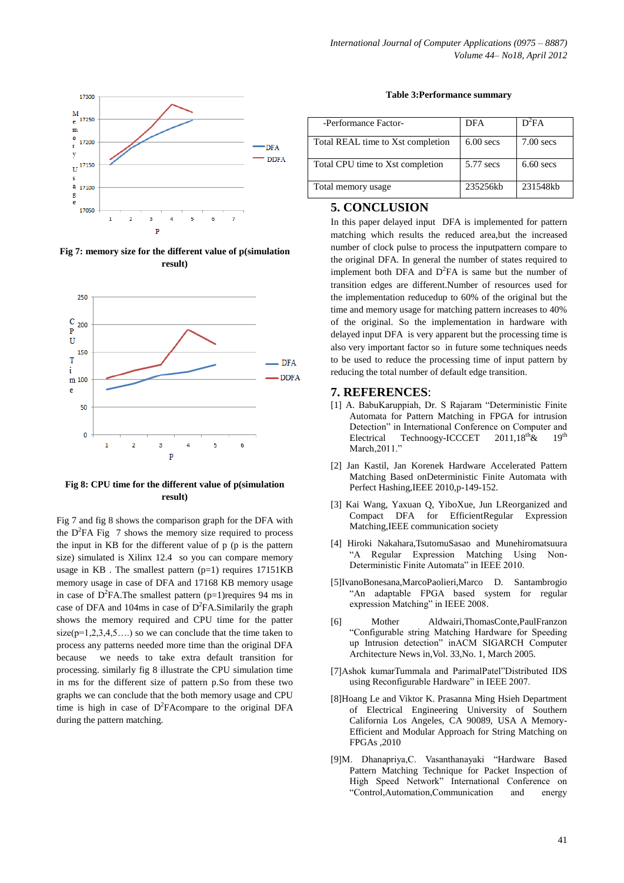Fig 7: **memory size for the different value of p(simulation result)**

Fig 8: **CPU time for the different value of p(simulation result)**

Fig 7 and fig 8 shows the comparison graph for the DFA with the $D^2$FA Fig 7 shows the memory size required to process the input in KB for the different value of p (p is the pattern size) simulated is Xilinx 12.4 so you can compare memory usage in KB . The smallest pattern (p=1) requires 17151KB memory usage in case of DFA and 17168 KB memory usage in case of $D^2$FA.The smallest pattern (p=1)requires 94 ms in case of DFA and 104ms in case of $D^2$FA.Similarly the graph shows the memory required and CPU time for the patter size(p=1,2,3,4,5….) so we can conclude that the time taken to process any patterns needed more time than the original DFA because we needs to take extra default transition for processing. similarly fig 8 illustrate the CPU simulation time in ms for the different size of pattern p.So from these two graphs we can conclude that the both memory usage and CPU time is high in case of $D^2$FAcompare to the original DFA during the pattern matching.

**Table 3:Performance summary**

| -Performance Factor- | DFA | $D^2$FA |
|---|---|---|
| Total REAL time to Xst completion | 6.00 secs | 7.00 secs |
| Total CPU time to Xst completion | 5.77 secs | 6.60 secs |
| Total memory usage | 235256kb | 231548kb |

## 5. CONCLUSION

In this paper delayed input DFA is implemented for pattern matching which results the reduced area,but the increased number of clock pulse to process the inputpattern compare to the original DFA. In general the number of states required to implement both DFA and $D^2$FA is same but the number of transition edges are different.Number of resources used for the implementation reducedup to 60% of the original but the time and memory usage for matching pattern increases to 40% of the original. So the implementation in hardware with delayed input DFA is very apparent but the processing time is also very important factor so in future some techniques needs to be used to reduce the processing time of input pattern by reducing the total number of default edge transition.

## 7. REFERENCES:

[1] A. BabuKaruppiah, Dr. S Rajaram "Deterministic Finite Automata for Pattern Matching in FPGA for intrusion Detection" in International Conference on Computer and Electrical Technoogy-ICCCET 2011,18th& 19th March,2011."

[2] Jan Kastil, Jan Korenek Hardware Accelerated Pattern Matching Based onDeterministic Finite Automata with Perfect Hashing,IEEE 2010,p-149-152.

[3] Kai Wang, Yaxuan Q, YiboXue, Jun LReorganized and Compact DFA for EfficientRegular Expression Matching,IEEE communication society

[4] Hiroki Nakahara,TsutomuSasao and Munehiromatsuura "A Regular Expression Matching Using Non-Deterministic Finite Automata" in IEEE 2010.

[5]IvanoBonesana,MarcoPaolieri,Marco D. Santambrogio "An adaptable FPGA based system for regular expression Matching" in IEEE 2008.

[6] Mother Aldwairi,ThomasConte,PaulFranzon "Configurable string Matching Hardware for Speeding up Intrusion detection" inACM SIGARCH Computer Architecture News in,Vol. 33,No. 1, March 2005.

[7]Ashok kumarTummala and ParimalPatel"Distributed IDS using Reconfigurable Hardware" in IEEE 2007.

[8]Hoang Le and Viktor K. Prasanna Ming Hsieh Department of Electrical Engineering University of Southern California Los Angeles, CA 90089, USA A Memory-Efficient and Modular Approach for String Matching on FPGAs ,2010

[9]M. Dhanapriya,C. Vasanthanayaki "Hardware Based Pattern Matching Technique for Packet Inspection of High Speed Network" International Conference on "Control,Automation,Communication and energy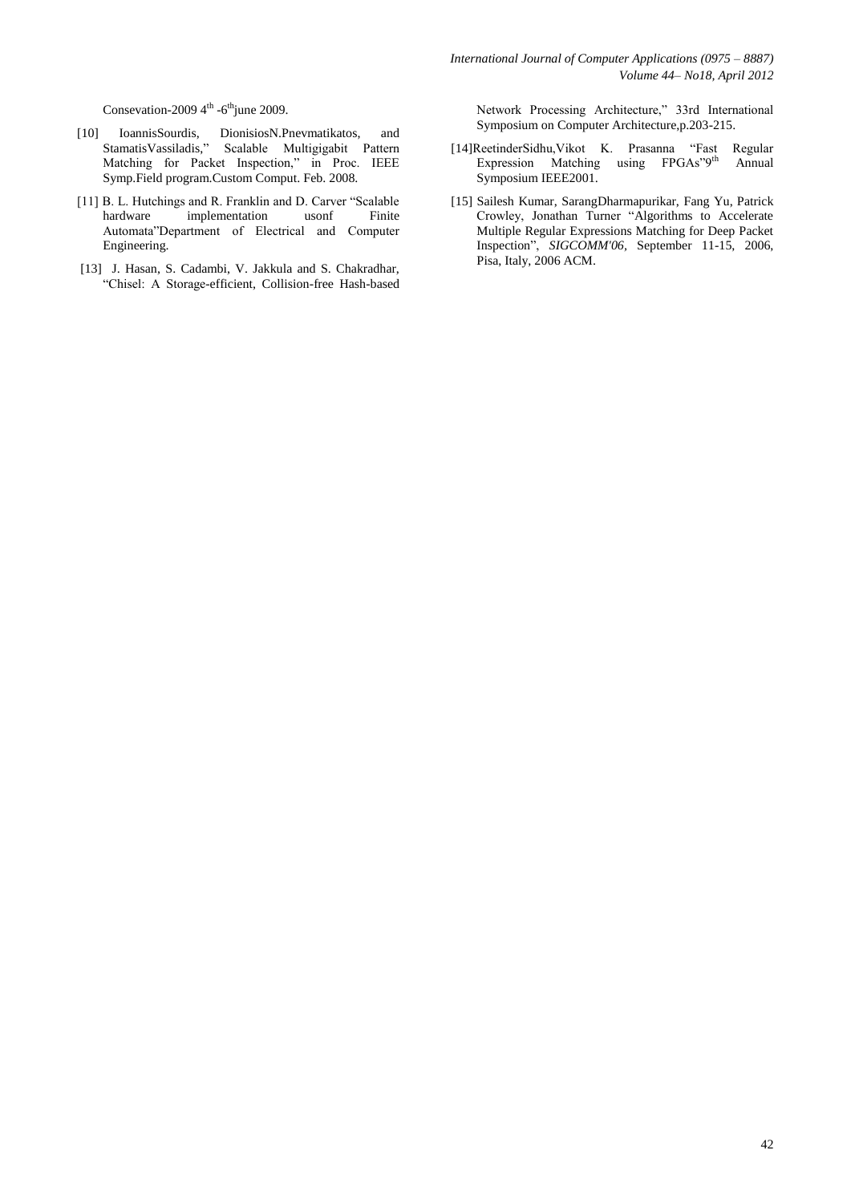Consevation-2009 4th -6thjune 2009.

[10] IoannisSourdis, DionisiosN.Pnevmatikatos, and StamatisVassiladis," Scalable Multigigabit Pattern Matching for Packet Inspection," in Proc. IEEE Symp.Field program.Custom Comput. Feb. 2008.

[11] B. L. Hutchings and R. Franklin and D. Carver "Scalable hardware implementation usonf Finite Automata"Department of Electrical and Computer Engineering.

[13] J. Hasan, S. Cadambi, V. Jakkula and S. Chakradhar, "Chisel: A Storage-efficient, Collision-free Hash-based Network Processing Architecture," 33rd International Symposium on Computer Architecture,p.203-215.

[14]ReetinderSidhu,Vikot K. Prasanna "Fast Regular Expression Matching using FPGAs"9th Annual Symposium IEEE2001.

[15] Sailesh Kumar, SarangDharmapurikar, Fang Yu, Patrick Crowley, Jonathan Turner "Algorithms to Accelerate Multiple Regular Expressions Matching for Deep Packet Inspection", *SIGCOMM'06*, September 11-15, 2006, Pisa, Italy, 2006 ACM.